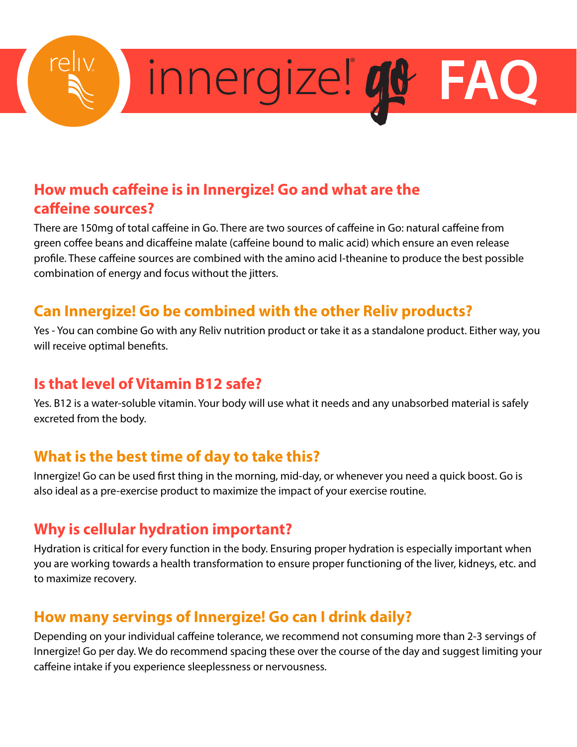# reliv innergize!® go FAQ

## How much caffeine is in Innergize! Go and what are the caffeine sources?

There are 150mg of total caffeine in Go. There are two sources of caffeine in Go: natural caffeine from green coffee beans and dicaffeine malate (caffeine bound to malic acid) which ensure an even release profile. These caffeine sources are combined with the amino acid l-theanine to produce the best possible combination of energy and focus without the jitters.

## Can Innergize! Go be combined with the other Reliv products?

Yes - You can combine Go with any Reliv nutrition product or take it as a standalone product. Either way, you will receive optimal benefits.

## Is that level of Vitamin B12 safe?

Yes. B12 is a water-soluble vitamin. Your body will use what it needs and any unabsorbed material is safely excreted from the body.

## What is the best time of day to take this?

Innergize! Go can be used first thing in the morning, mid-day, or whenever you need a quick boost. Go is also ideal as a pre-exercise product to maximize the impact of your exercise routine.

## Why is cellular hydration important?

Hydration is critical for every function in the body. Ensuring proper hydration is especially important when you are working towards a health transformation to ensure proper functioning of the liver, kidneys, etc. and to maximize recovery.

## How many servings of Innergize! Go can I drink daily?

Depending on your individual caffeine tolerance, we recommend not consuming more than 2-3 servings of Innergize! Go per day. We do recommend spacing these over the course of the day and suggest limiting your caffeine intake if you experience sleeplessness or nervousness.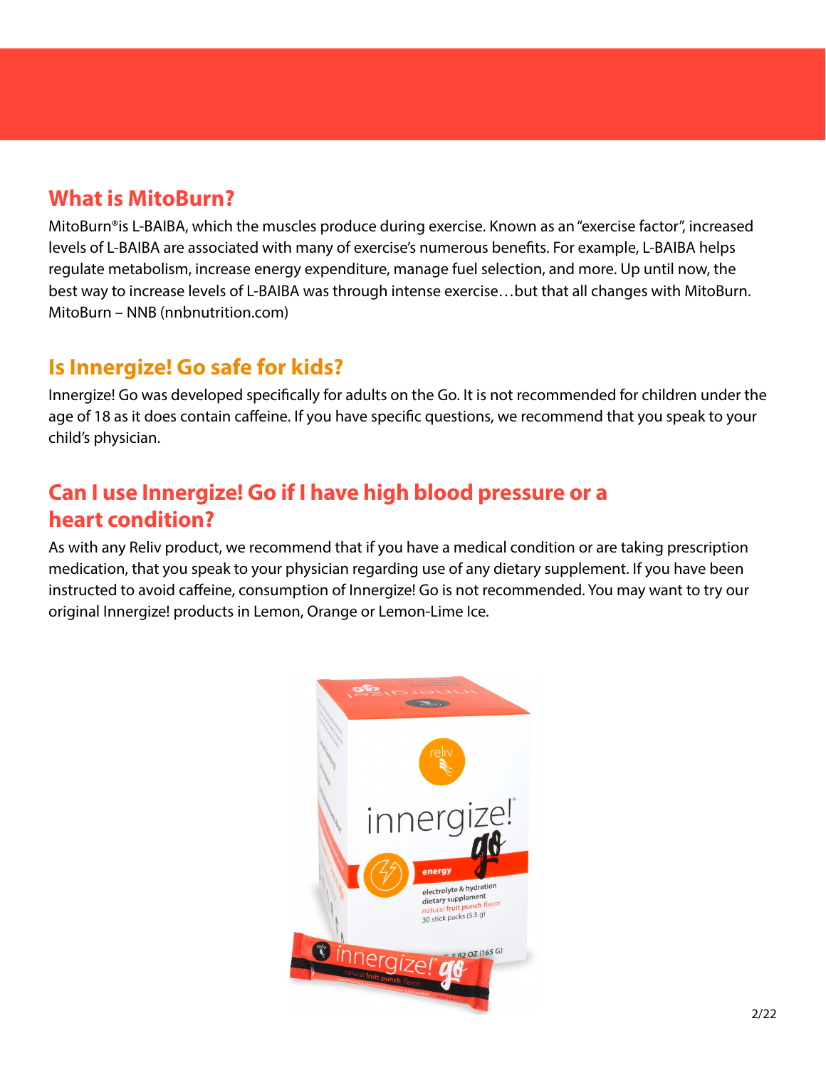## What is MitoBurn?

MitoBurn®is L-BAIBA, which the muscles produce during exercise. Known as an "exercise factor", increased levels of L-BAIBA are associated with many of exercise's numerous benefits. For example, L-BAIBA helps regulate metabolism, increase energy expenditure, manage fuel selection, and more. Up until now, the best way to increase levels of L-BAIBA was through intense exercise…but that all changes with MitoBurn. MitoBurn – NNB (nnbnutrition.com)

## Is Innergize! Go safe for kids?

Innergize! Go was developed specifically for adults on the Go. It is not recommended for children under the age of 18 as it does contain caffeine. If you have specific questions, we recommend that you speak to your child's physician.

## Can I use Innergize! Go if I have high blood pressure or a heart condition?

As with any Reliv product, we recommend that if you have a medical condition or are taking prescription medication, that you speak to your physician regarding use of any dietary supplement. If you have been instructed to avoid caffeine, consumption of Innergize! Go is not recommended. You may want to try our original Innergize! products in Lemon, Orange or Lemon-Lime Ice.